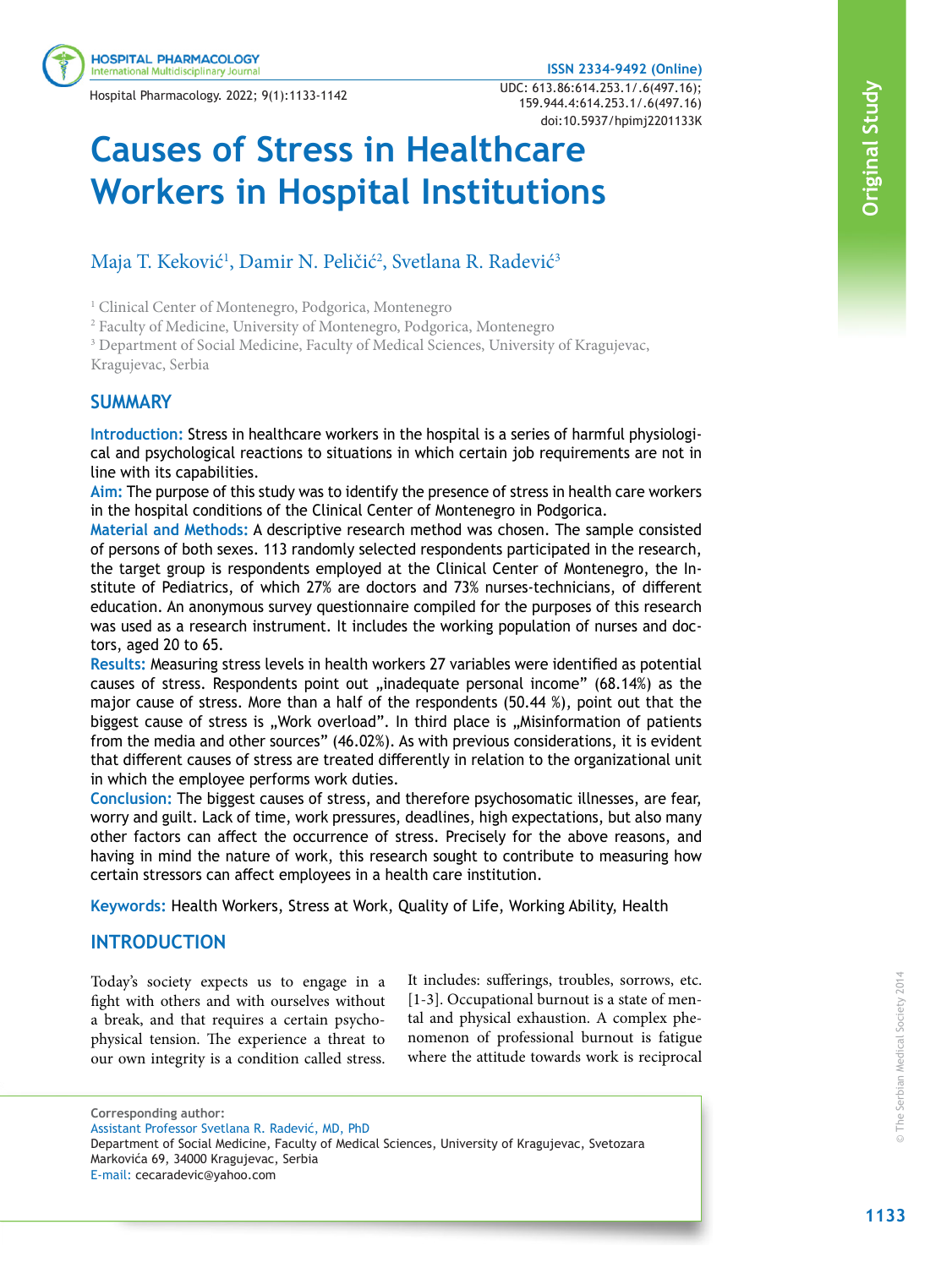ISSN 2334-9492 (Online)

UDC: 613.86:614.253.1/.6(497.16); 159.944.4:614.253.1/.6(497.16)
doi:10.5937/hpimj2201133K

Original Study

# Causes of Stress in Healthcare Workers in Hospital Institutions

Maja T. Keković[1], Damir N. Peličić[2], Svetlana R. Radević[3]

[1] Clinical Center of Montenegro, Podgorica, Montenegro
[2] Faculty of Medicine, University of Montenegro, Podgorica, Montenegro
[3] Department of Social Medicine, Faculty of Medical Sciences, University of Kragujevac, Kragujevac, Serbia

## SUMMARY

**Introduction:** Stress in healthcare workers in the hospital is a series of harmful physiological and psychological reactions to situations in which certain job requirements are not in line with its capabilities.

**Aim:** The purpose of this study was to identify the presence of stress in health care workers in the hospital conditions of the Clinical Center of Montenegro in Podgorica.

**Material and Methods:** A descriptive research method was chosen. The sample consisted of persons of both sexes. 113 randomly selected respondents participated in the research, the target group is respondents employed at the Clinical Center of Montenegro, the Institute of Pediatrics, of which 27% are doctors and 73% nurses-technicians, of different education. An anonymous survey questionnaire compiled for the purposes of this research was used as a research instrument. It includes the working population of nurses and doctors, aged 20 to 65.

**Results:** Measuring stress levels in health workers 27 variables were identified as potential causes of stress. Respondents point out „inadequate personal income" (68.14%) as the major cause of stress. More than a half of the respondents (50.44 %), point out that the biggest cause of stress is „Work overload". In third place is „Misinformation of patients from the media and other sources" (46.02%). As with previous considerations, it is evident that different causes of stress are treated differently in relation to the organizational unit in which the employee performs work duties.

**Conclusion:** The biggest causes of stress, and therefore psychosomatic illnesses, are fear, worry and guilt. Lack of time, work pressures, deadlines, high expectations, but also many other factors can affect the occurrence of stress. Precisely for the above reasons, and having in mind the nature of work, this research sought to contribute to measuring how certain stressors can affect employees in a health care institution.

**Keywords:** Health Workers, Stress at Work, Quality of Life, Working Ability, Health

## INTRODUCTION

Today's society expects us to engage in a fight with others and with ourselves without a break, and that requires a certain psychophysical tension. The experience a threat to our own integrity is a condition called stress. It includes: sufferings, troubles, sorrows, etc. [1-3]. Occupational burnout is a state of mental and physical exhaustion. A complex phenomenon of professional burnout is fatigue where the attitude towards work is reciprocal

**Corresponding author:**
Assistant Professor Svetlana R. Radević, MD, PhD
Department of Social Medicine, Faculty of Medical Sciences, University of Kragujevac, Svetozara Markovića 69, 34000 Kragujevac, Serbia
E-mail: cecaradevic@yahoo.com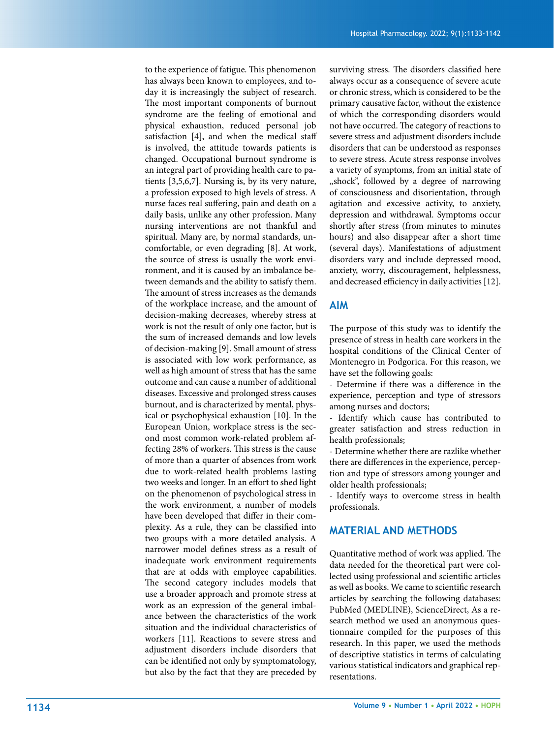to the experience of fatigue. This phenomenon has always been known to employees, and today it is increasingly the subject of research. The most important components of burnout syndrome are the feeling of emotional and physical exhaustion, reduced personal job satisfaction [4], and when the medical staff is involved, the attitude towards patients is changed. Occupational burnout syndrome is an integral part of providing health care to patients [3,5,6,7]. Nursing is, by its very nature, a profession exposed to high levels of stress. A nurse faces real suffering, pain and death on a daily basis, unlike any other profession. Many nursing interventions are not thankful and spiritual. Many are, by normal standards, uncomfortable, or even degrading [8]. At work, the source of stress is usually the work environment, and it is caused by an imbalance between demands and the ability to satisfy them. The amount of stress increases as the demands of the workplace increase, and the amount of decision-making decreases, whereby stress at work is not the result of only one factor, but is the sum of increased demands and low levels of decision-making [9]. Small amount of stress is associated with low work performance, as well as high amount of stress that has the same outcome and can cause a number of additional diseases. Excessive and prolonged stress causes burnout, and is characterized by mental, physical or psychophysical exhaustion [10]. In the European Union, workplace stress is the second most common work-related problem affecting 28% of workers. This stress is the cause of more than a quarter of absences from work due to work-related health problems lasting two weeks and longer. In an effort to shed light on the phenomenon of psychological stress in the work environment, a number of models have been developed that differ in their complexity. As a rule, they can be classified into two groups with a more detailed analysis. A narrower model defines stress as a result of inadequate work environment requirements that are at odds with employee capabilities. The second category includes models that use a broader approach and promote stress at work as an expression of the general imbalance between the characteristics of the work situation and the individual characteristics of workers [11]. Reactions to severe stress and adjustment disorders include disorders that can be identified not only by symptomatology, but also by the fact that they are preceded by surviving stress. The disorders classified here always occur as a consequence of severe acute or chronic stress, which is considered to be the primary causative factor, without the existence of which the corresponding disorders would not have occurred. The category of reactions to severe stress and adjustment disorders include disorders that can be understood as responses to severe stress. Acute stress response involves a variety of symptoms, from an initial state of „shock", followed by a degree of narrowing of consciousness and disorientation, through agitation and excessive activity, to anxiety, depression and withdrawal. Symptoms occur shortly after stress (from minutes to minutes hours) and also disappear after a short time (several days). Manifestations of adjustment disorders vary and include depressed mood, anxiety, worry, discouragement, helplessness, and decreased efficiency in daily activities [12].

## AIM

The purpose of this study was to identify the presence of stress in health care workers in the hospital conditions of the Clinical Center of Montenegro in Podgorica. For this reason, we have set the following goals:

- Determine if there was a difference in the experience, perception and type of stressors among nurses and doctors;
- Identify which cause has contributed to greater satisfaction and stress reduction in health professionals;
- Determine whether there are razlike whether there are differences in the experience, perception and type of stressors among younger and older health professionals;
- Identify ways to overcome stress in health professionals.

## MATERIAL AND METHODS

Quantitative method of work was applied. The data needed for the theoretical part were collected using professional and scientific articles as well as books. We came to scientific research articles by searching the following databases: PubMed (MEDLINE), ScienceDirect, As a research method we used an anonymous questionnaire compiled for the purposes of this research. In this paper, we used the methods of descriptive statistics in terms of calculating various statistical indicators and graphical representations.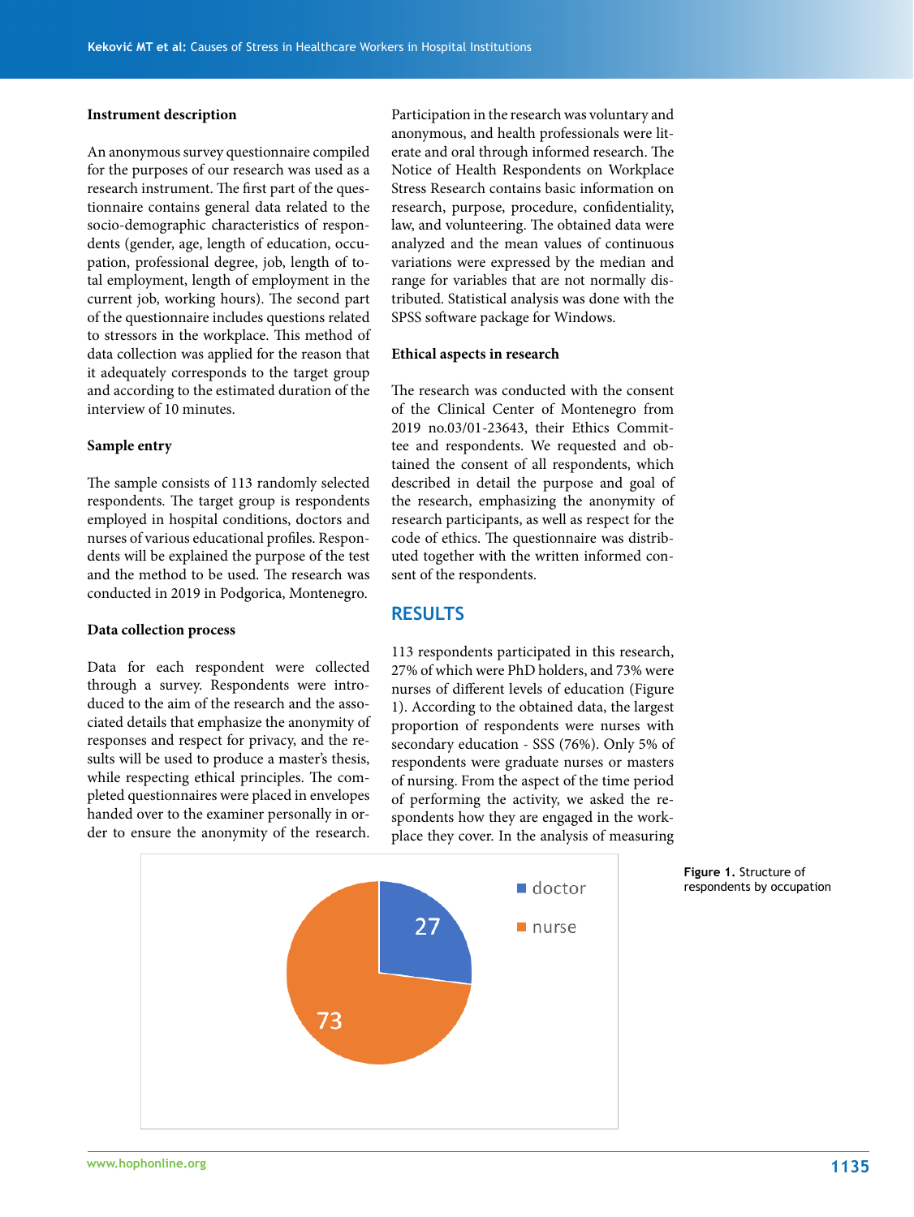### Instrument description

An anonymous survey questionnaire compiled for the purposes of our research was used as a research instrument. The first part of the questionnaire contains general data related to the socio-demographic characteristics of respondents (gender, age, length of education, occupation, professional degree, job, length of total employment, length of employment in the current job, working hours). The second part of the questionnaire includes questions related to stressors in the workplace. This method of data collection was applied for the reason that it adequately corresponds to the target group and according to the estimated duration of the interview of 10 minutes.

### Sample entry

The sample consists of 113 randomly selected respondents. The target group is respondents employed in hospital conditions, doctors and nurses of various educational profiles. Respondents will be explained the purpose of the test and the method to be used. The research was conducted in 2019 in Podgorica, Montenegro.

### Data collection process

Data for each respondent were collected through a survey. Respondents were introduced to the aim of the research and the associated details that emphasize the anonymity of responses and respect for privacy, and the results will be used to produce a master's thesis, while respecting ethical principles. The completed questionnaires were placed in envelopes handed over to the examiner personally in order to ensure the anonymity of the research. Participation in the research was voluntary and anonymous, and health professionals were literate and oral through informed research. The Notice of Health Respondents on Workplace Stress Research contains basic information on research, purpose, procedure, confidentiality, law, and volunteering. The obtained data were analyzed and the mean values of continuous variations were expressed by the median and range for variables that are not normally distributed. Statistical analysis was done with the SPSS software package for Windows.

### Ethical aspects in research

The research was conducted with the consent of the Clinical Center of Montenegro from 2019 no.03/01-23643, their Ethics Committee and respondents. We requested and obtained the consent of all respondents, which described in detail the purpose and goal of the research, emphasizing the anonymity of research participants, as well as respect for the code of ethics. The questionnaire was distributed together with the written informed consent of the respondents.

## RESULTS

113 respondents participated in this research, 27% of which were PhD holders, and 73% were nurses of different levels of education (Figure 1). According to the obtained data, the largest proportion of respondents were nurses with secondary education - SSS (76%). Only 5% of respondents were graduate nurses or masters of nursing. From the aspect of the time period of performing the activity, we asked the respondents how they are engaged in the workplace they cover. In the analysis of measuring

| Occupation | Value |
|---|---|
| doctor | 27 |
| nurse | 73 |

**Figure 1.** Structure of respondents by occupation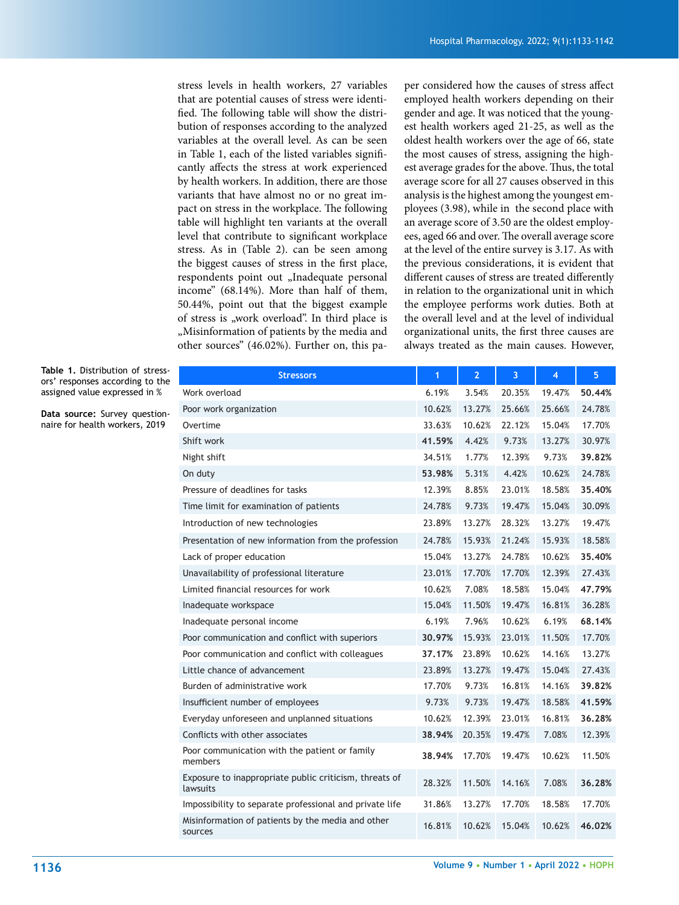stress levels in health workers, 27 variables that are potential causes of stress were identified. The following table will show the distribution of responses according to the analyzed variables at the overall level. As can be seen in Table 1, each of the listed variables significantly affects the stress at work experienced by health workers. In addition, there are those variants that have almost no or no great impact on stress in the workplace. The following table will highlight ten variants at the overall level that contribute to significant workplace stress. As in (Table 2). can be seen among the biggest causes of stress in the first place, respondents point out „Inadequate personal income" (68.14%). More than half of them, 50.44%, point out that the biggest example of stress is „work overload". In third place is „Misinformation of patients by the media and other sources" (46.02%). Further on, this paper considered how the causes of stress affect employed health workers depending on their gender and age. It was noticed that the youngest health workers aged 21-25, as well as the oldest health workers over the age of 66, state the most causes of stress, assigning the highest average grades for the above. Thus, the total average score for all 27 causes observed in this analysis is the highest among the youngest employees (3.98), while in the second place with an average score of 3.50 are the oldest employees, aged 66 and over. The overall average score at the level of the entire survey is 3.17. As with the previous considerations, it is evident that different causes of stress are treated differently in relation to the organizational unit in which the employee performs work duties. Both at the overall level and at the level of individual organizational units, the first three causes are always treated as the main causes. However,

**Table 1.** Distribution of stressors' responses according to the assigned value expressed in %

**Data source:** Survey questionnaire for health workers, 2019

| Stressors | 1 | 2 | 3 | 4 | 5 |
|---|---|---|---|---|---|
| Work overload | 6.19% | 3.54% | 20.35% | 19.47% | **50.44%** |
| Poor work organization | 10.62% | 13.27% | 25.66% | 25.66% | 24.78% |
| Overtime | 33.63% | 10.62% | 22.12% | 15.04% | 17.70% |
| Shift work | **41.59%** | 4.42% | 9.73% | 13.27% | 30.97% |
| Night shift | 34.51% | 1.77% | 12.39% | 9.73% | **39.82%** |
| On duty | **53.98%** | 5.31% | 4.42% | 10.62% | 24.78% |
| Pressure of deadlines for tasks | 12.39% | 8.85% | 23.01% | 18.58% | **35.40%** |
| Time limit for examination of patients | 24.78% | 9.73% | 19.47% | 15.04% | 30.09% |
| Introduction of new technologies | 23.89% | 13.27% | 28.32% | 13.27% | 19.47% |
| Presentation of new information from the profession | 24.78% | 15.93% | 21.24% | 15.93% | 18.58% |
| Lack of proper education | 15.04% | 13.27% | 24.78% | 10.62% | **35.40%** |
| Unavailability of professional literature | 23.01% | 17.70% | 17.70% | 12.39% | 27.43% |
| Limited financial resources for work | 10.62% | 7.08% | 18.58% | 15.04% | **47.79%** |
| Inadequate workspace | 15.04% | 11.50% | 19.47% | 16.81% | 36.28% |
| Inadequate personal income | 6.19% | 7.96% | 10.62% | 6.19% | **68.14%** |
| Poor communication and conflict with superiors | **30.97%** | 15.93% | 23.01% | 11.50% | 17.70% |
| Poor communication and conflict with colleagues | **37.17%** | 23.89% | 10.62% | 14.16% | 13.27% |
| Little chance of advancement | 23.89% | 13.27% | 19.47% | 15.04% | 27.43% |
| Burden of administrative work | 17.70% | 9.73% | 16.81% | 14.16% | **39.82%** |
| Insufficient number of employees | 9.73% | 9.73% | 19.47% | 18.58% | **41.59%** |
| Everyday unforeseen and unplanned situations | 10.62% | 12.39% | 23.01% | 16.81% | **36.28%** |
| Conflicts with other associates | **38.94%** | 20.35% | 19.47% | 7.08% | 12.39% |
| Poor communication with the patient or family members | **38.94%** | 17.70% | 19.47% | 10.62% | 11.50% |
| Exposure to inappropriate public criticism, threats of lawsuits | 28.32% | 11.50% | 14.16% | 7.08% | **36.28%** |
| Impossibility to separate professional and private life | 31.86% | 13.27% | 17.70% | 18.58% | 17.70% |
| Misinformation of patients by the media and other sources | 16.81% | 10.62% | 15.04% | 10.62% | **46.02%** |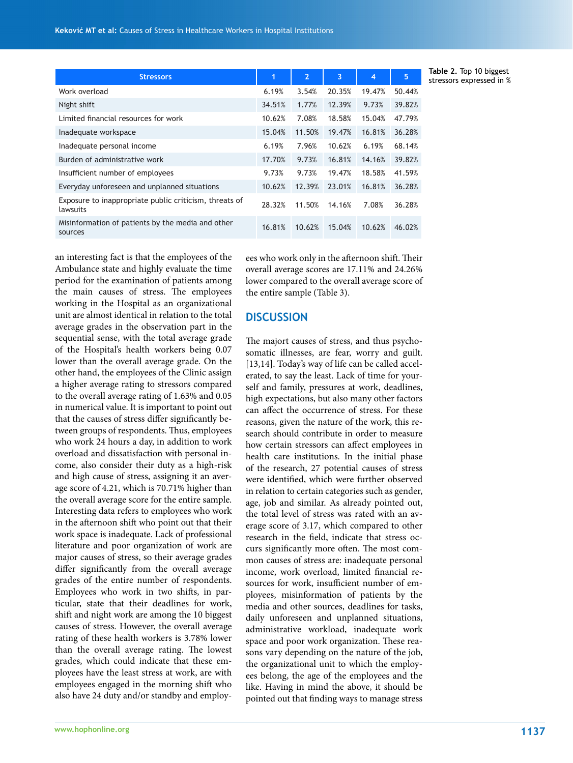| Stressors | 1 | 2 | 3 | 4 | 5 |
|---|---|---|---|---|---|
| Work overload | 6.19% | 3.54% | 20.35% | 19.47% | 50.44% |
| Night shift | 34.51% | 1.77% | 12.39% | 9.73% | 39.82% |
| Limited financial resources for work | 10.62% | 7.08% | 18.58% | 15.04% | 47.79% |
| Inadequate workspace | 15.04% | 11.50% | 19.47% | 16.81% | 36.28% |
| Inadequate personal income | 6.19% | 7.96% | 10.62% | 6.19% | 68.14% |
| Burden of administrative work | 17.70% | 9.73% | 16.81% | 14.16% | 39.82% |
| Insufficient number of employees | 9.73% | 9.73% | 19.47% | 18.58% | 41.59% |
| Everyday unforeseen and unplanned situations | 10.62% | 12.39% | 23.01% | 16.81% | 36.28% |
| Exposure to inappropriate public criticism, threats of lawsuits | 28.32% | 11.50% | 14.16% | 7.08% | 36.28% |
| Misinformation of patients by the media and other sources | 16.81% | 10.62% | 15.04% | 10.62% | 46.02% |

**Table 2.** Top 10 biggest stressors expressed in %

an interesting fact is that the employees of the Ambulance state and highly evaluate the time period for the examination of patients among the main causes of stress. The employees working in the Hospital as an organizational unit are almost identical in relation to the total average grades in the observation part in the sequential sense, with the total average grade of the Hospital's health workers being 0.07 lower than the overall average grade. On the other hand, the employees of the Clinic assign a higher average rating to stressors compared to the overall average rating of 1.63% and 0.05 in numerical value. It is important to point out that the causes of stress differ significantly between groups of respondents. Thus, employees who work 24 hours a day, in addition to work overload and dissatisfaction with personal income, also consider their duty as a high-risk and high cause of stress, assigning it an average score of 4.21, which is 70.71% higher than the overall average score for the entire sample. Interesting data refers to employees who work in the afternoon shift who point out that their work space is inadequate. Lack of professional literature and poor organization of work are major causes of stress, so their average grades differ significantly from the overall average grades of the entire number of respondents. Employees who work in two shifts, in particular, state that their deadlines for work, shift and night work are among the 10 biggest causes of stress. However, the overall average rating of these health workers is 3.78% lower than the overall average rating. The lowest grades, which could indicate that these employees have the least stress at work, are with employees engaged in the morning shift who also have 24 duty and/or standby and employees who work only in the afternoon shift. Their overall average scores are 17.11% and 24.26% lower compared to the overall average score of the entire sample (Table 3).

## DISCUSSION

The majort causes of stress, and thus psychosomatic illnesses, are fear, worry and guilt. [13,14]. Today's way of life can be called accelerated, to say the least. Lack of time for yourself and family, pressures at work, deadlines, high expectations, but also many other factors can affect the occurrence of stress. For these reasons, given the nature of the work, this research should contribute in order to measure how certain stressors can affect employees in health care institutions. In the initial phase of the research, 27 potential causes of stress were identified, which were further observed in relation to certain categories such as gender, age, job and similar. As already pointed out, the total level of stress was rated with an average score of 3.17, which compared to other research in the field, indicate that stress occurs significantly more often. The most common causes of stress are: inadequate personal income, work overload, limited financial resources for work, insufficient number of employees, misinformation of patients by the media and other sources, deadlines for tasks, daily unforeseen and unplanned situations, administrative workload, inadequate work space and poor work organization. These reasons vary depending on the nature of the job, the organizational unit to which the employees belong, the age of the employees and the like. Having in mind the above, it should be pointed out that finding ways to manage stress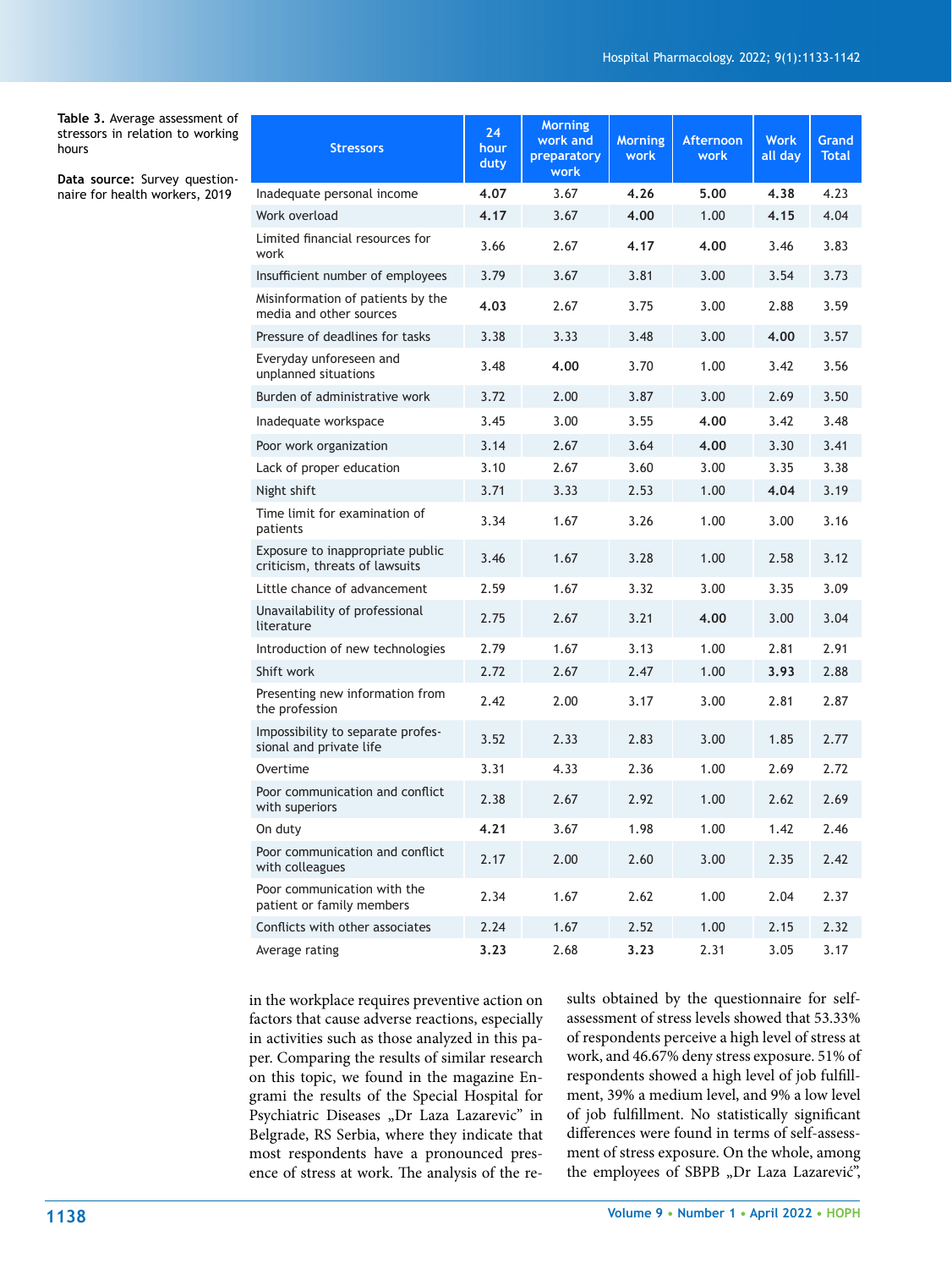**Table 3.** Average assessment of stressors in relation to working hours

**Data source:** Survey questionnaire for health workers, 2019

| Stressors | 24 hour duty | Morning work and preparatory work | Morning work | Afternoon work | Work all day | Grand Total |
|---|---|---|---|---|---|---|
| Inadequate personal income | **4.07** | 3.67 | **4.26** | **5.00** | **4.38** | 4.23 |
| Work overload | **4.17** | 3.67 | **4.00** | 1.00 | **4.15** | 4.04 |
| Limited financial resources for work | 3.66 | 2.67 | **4.17** | **4.00** | 3.46 | 3.83 |
| Insufficient number of employees | 3.79 | 3.67 | 3.81 | 3.00 | 3.54 | 3.73 |
| Misinformation of patients by the media and other sources | **4.03** | 2.67 | 3.75 | 3.00 | 2.88 | 3.59 |
| Pressure of deadlines for tasks | 3.38 | 3.33 | 3.48 | 3.00 | **4.00** | 3.57 |
| Everyday unforeseen and unplanned situations | 3.48 | **4.00** | 3.70 | 1.00 | 3.42 | 3.56 |
| Burden of administrative work | 3.72 | 2.00 | 3.87 | 3.00 | 2.69 | 3.50 |
| Inadequate workspace | 3.45 | 3.00 | 3.55 | **4.00** | 3.42 | 3.48 |
| Poor work organization | 3.14 | 2.67 | 3.64 | **4.00** | 3.30 | 3.41 |
| Lack of proper education | 3.10 | 2.67 | 3.60 | 3.00 | 3.35 | 3.38 |
| Night shift | 3.71 | 3.33 | 2.53 | 1.00 | **4.04** | 3.19 |
| Time limit for examination of patients | 3.34 | 1.67 | 3.26 | 1.00 | 3.00 | 3.16 |
| Exposure to inappropriate public criticism, threats of lawsuits | 3.46 | 1.67 | 3.28 | 1.00 | 2.58 | 3.12 |
| Little chance of advancement | 2.59 | 1.67 | 3.32 | 3.00 | 3.35 | 3.09 |
| Unavailability of professional literature | 2.75 | 2.67 | 3.21 | **4.00** | 3.00 | 3.04 |
| Introduction of new technologies | 2.79 | 1.67 | 3.13 | 1.00 | 2.81 | 2.91 |
| Shift work | 2.72 | 2.67 | 2.47 | 1.00 | **3.93** | 2.88 |
| Presenting new information from the profession | 2.42 | 2.00 | 3.17 | 3.00 | 2.81 | 2.87 |
| Impossibility to separate professional and private life | 3.52 | 2.33 | 2.83 | 3.00 | 1.85 | 2.77 |
| Overtime | 3.31 | 4.33 | 2.36 | 1.00 | 2.69 | 2.72 |
| Poor communication and conflict with superiors | 2.38 | 2.67 | 2.92 | 1.00 | 2.62 | 2.69 |
| On duty | **4.21** | 3.67 | 1.98 | 1.00 | 1.42 | 2.46 |
| Poor communication and conflict with colleagues | 2.17 | 2.00 | 2.60 | 3.00 | 2.35 | 2.42 |
| Poor communication with the patient or family members | 2.34 | 1.67 | 2.62 | 1.00 | 2.04 | 2.37 |
| Conflicts with other associates | 2.24 | 1.67 | 2.52 | 1.00 | 2.15 | 2.32 |
| Average rating | **3.23** | 2.68 | **3.23** | 2.31 | 3.05 | 3.17 |

in the workplace requires preventive action on factors that cause adverse reactions, especially in activities such as those analyzed in this paper. Comparing the results of similar research on this topic, we found in the magazine Engrami the results of the Special Hospital for Psychiatric Diseases „Dr Laza Lazarevic" in Belgrade, RS Serbia, where they indicate that most respondents have a pronounced presence of stress at work. The analysis of the results obtained by the questionnaire for self-assessment of stress levels showed that 53.33% of respondents perceive a high level of stress at work, and 46.67% deny stress exposure. 51% of respondents showed a high level of job fulfillment, 39% a medium level, and 9% a low level of job fulfillment. No statistically significant differences were found in terms of self-assessment of stress exposure. On the whole, among the employees of SBPB „Dr Laza Lazarević",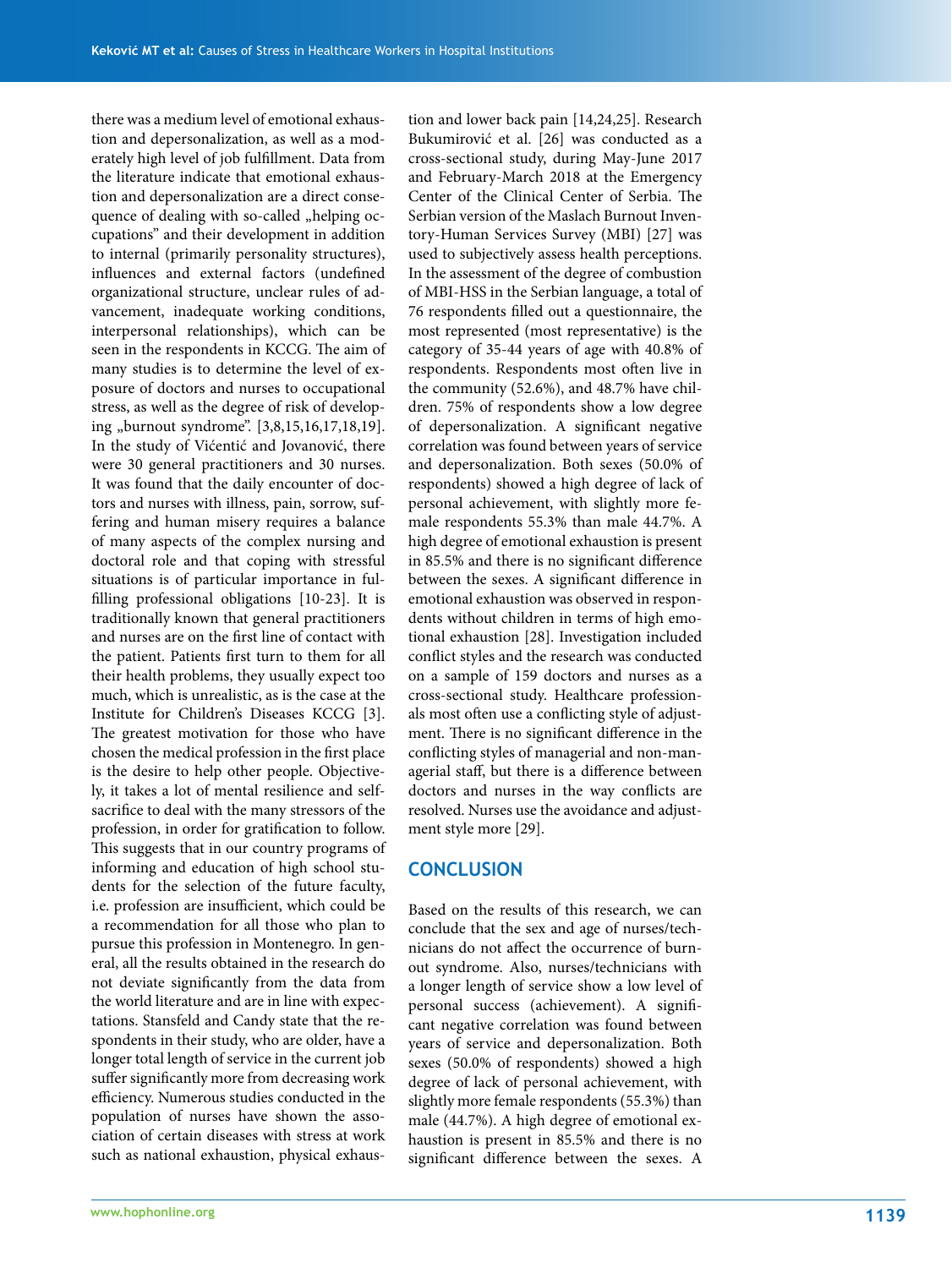there was a medium level of emotional exhaustion and depersonalization, as well as a moderately high level of job fulfillment. Data from the literature indicate that emotional exhaustion and depersonalization are a direct consequence of dealing with so-called „helping occupations" and their development in addition to internal (primarily personality structures), influences and external factors (undefined organizational structure, unclear rules of advancement, inadequate working conditions, interpersonal relationships), which can be seen in the respondents in KCCG. The aim of many studies is to determine the level of exposure of doctors and nurses to occupational stress, as well as the degree of risk of developing „burnout syndrome". [3,8,15,16,17,18,19]. In the study of Vićentić and Jovanović, there were 30 general practitioners and 30 nurses. It was found that the daily encounter of doctors and nurses with illness, pain, sorrow, suffering and human misery requires a balance of many aspects of the complex nursing and doctoral role and that coping with stressful situations is of particular importance in fulfilling professional obligations [10-23]. It is traditionally known that general practitioners and nurses are on the first line of contact with the patient. Patients first turn to them for all their health problems, they usually expect too much, which is unrealistic, as is the case at the Institute for Children's Diseases KCCG [3]. The greatest motivation for those who have chosen the medical profession in the first place is the desire to help other people. Objectively, it takes a lot of mental resilience and self-sacrifice to deal with the many stressors of the profession, in order for gratification to follow. This suggests that in our country programs of informing and education of high school students for the selection of the future faculty, i.e. profession are insufficient, which could be a recommendation for all those who plan to pursue this profession in Montenegro. In general, all the results obtained in the research do not deviate significantly from the data from the world literature and are in line with expectations. Stansfeld and Candy state that the respondents in their study, who are older, have a longer total length of service in the current job suffer significantly more from decreasing work efficiency. Numerous studies conducted in the population of nurses have shown the association of certain diseases with stress at work such as national exhaustion, physical exhaustion and lower back pain [14,24,25]. Research Bukumirović et al. [26] was conducted as a cross-sectional study, during May-June 2017 and February-March 2018 at the Emergency Center of the Clinical Center of Serbia. The Serbian version of the Maslach Burnout Inventory-Human Services Survey (MBI) [27] was used to subjectively assess health perceptions. In the assessment of the degree of combustion of MBI-HSS in the Serbian language, a total of 76 respondents filled out a questionnaire, the most represented (most representative) is the category of 35-44 years of age with 40.8% of respondents. Respondents most often live in the community (52.6%), and 48.7% have children. 75% of respondents show a low degree of depersonalization. A significant negative correlation was found between years of service and depersonalization. Both sexes (50.0% of respondents) showed a high degree of lack of personal achievement, with slightly more female respondents 55.3% than male 44.7%. A high degree of emotional exhaustion is present in 85.5% and there is no significant difference between the sexes. A significant difference in emotional exhaustion was observed in respondents without children in terms of high emotional exhaustion [28]. Investigation included conflict styles and the research was conducted on a sample of 159 doctors and nurses as a cross-sectional study. Healthcare professionals most often use a conflicting style of adjustment. There is no significant difference in the conflicting styles of managerial and non-managerial staff, but there is a difference between doctors and nurses in the way conflicts are resolved. Nurses use the avoidance and adjustment style more [29].

## CONCLUSION

Based on the results of this research, we can conclude that the sex and age of nurses/technicians do not affect the occurrence of burnout syndrome. Also, nurses/technicians with a longer length of service show a low level of personal success (achievement). A significant negative correlation was found between years of service and depersonalization. Both sexes (50.0% of respondents) showed a high degree of lack of personal achievement, with slightly more female respondents (55.3%) than male (44.7%). A high degree of emotional exhaustion is present in 85.5% and there is no significant difference between the sexes. A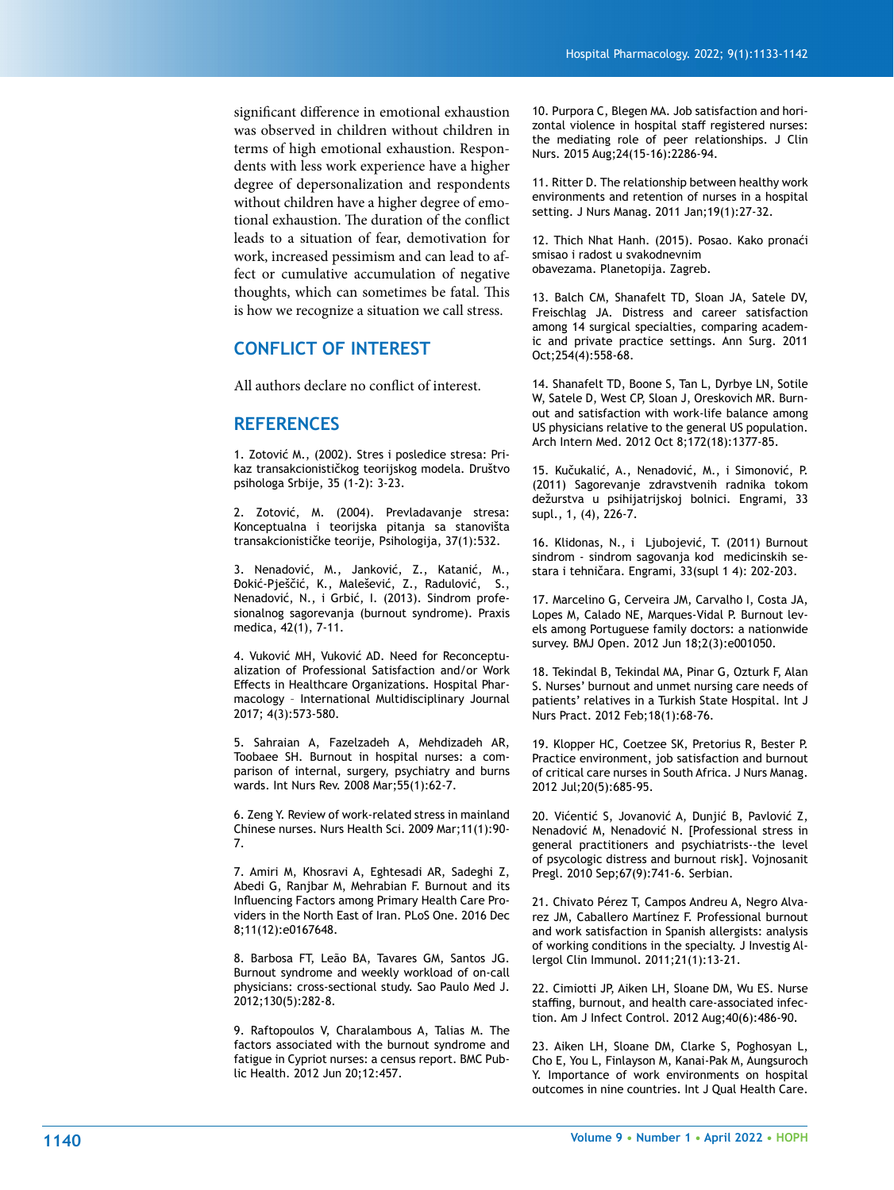significant difference in emotional exhaustion was observed in children without children in terms of high emotional exhaustion. Respondents with less work experience have a higher degree of depersonalization and respondents without children have a higher degree of emotional exhaustion. The duration of the conflict leads to a situation of fear, demotivation for work, increased pessimism and can lead to affect or cumulative accumulation of negative thoughts, which can sometimes be fatal. This is how we recognize a situation we call stress.

## CONFLICT OF INTEREST

All authors declare no conflict of interest.

## REFERENCES

1. Zotović M., (2002). Stres i posledice stresa: Prikaz transakcionističkog teorijskog modela. Društvo psihologa Srbije, 35 (1-2): 3-23.

2. Zotović, M. (2004). Prevladavanje stresa: Konceptualna i teorijska pitanja sa stanovišta transakcionističke teorije, Psihologija, 37(1):532.

3. Nenadović, M., Janković, Z., Katanić, M., Đokić-Pješčić, K., Malešević, Z., Radulović, S., Nenadović, N., i Grbić, I. (2013). Sindrom profesionalnog sagorevanja (burnout syndrome). Praxis medica, 42(1), 7-11.

4. Vuković MH, Vuković AD. Need for Reconceptualization of Professional Satisfaction and/or Work Effects in Healthcare Organizations. Hospital Pharmacology – International Multidisciplinary Journal 2017; 4(3):573-580.

5. Sahraian A, Fazelzadeh A, Mehdizadeh AR, Toobaee SH. Burnout in hospital nurses: a comparison of internal, surgery, psychiatry and burns wards. Int Nurs Rev. 2008 Mar;55(1):62-7.

6. Zeng Y. Review of work-related stress in mainland Chinese nurses. Nurs Health Sci. 2009 Mar;11(1):90-7.

7. Amiri M, Khosravi A, Eghtesadi AR, Sadeghi Z, Abedi G, Ranjbar M, Mehrabian F. Burnout and its Influencing Factors among Primary Health Care Providers in the North East of Iran. PLoS One. 2016 Dec 8;11(12):e0167648.

8. Barbosa FT, Leão BA, Tavares GM, Santos JG. Burnout syndrome and weekly workload of on-call physicians: cross-sectional study. Sao Paulo Med J. 2012;130(5):282-8.

9. Raftopoulos V, Charalambous A, Talias M. The factors associated with the burnout syndrome and fatigue in Cypriot nurses: a census report. BMC Public Health. 2012 Jun 20;12:457.

10. Purpora C, Blegen MA. Job satisfaction and horizontal violence in hospital staff registered nurses: the mediating role of peer relationships. J Clin Nurs. 2015 Aug;24(15-16):2286-94.

11. Ritter D. The relationship between healthy work environments and retention of nurses in a hospital setting. J Nurs Manag. 2011 Jan;19(1):27-32.

12. Thich Nhat Hanh. (2015). Posao. Kako pronaći smisao i radost u svakodnevnim obavezama. Planetopija. Zagreb.

13. Balch CM, Shanafelt TD, Sloan JA, Satele DV, Freischlag JA. Distress and career satisfaction among 14 surgical specialties, comparing academic and private practice settings. Ann Surg. 2011 Oct;254(4):558-68.

14. Shanafelt TD, Boone S, Tan L, Dyrbye LN, Sotile W, Satele D, West CP, Sloan J, Oreskovich MR. Burnout and satisfaction with work-life balance among US physicians relative to the general US population. Arch Intern Med. 2012 Oct 8;172(18):1377-85.

15. Kučukalić, A., Nenadović, M., i Simonović, P. (2011) Sagorevanje zdravstvenih radnika tokom dežurstva u psihijatrijskoj bolnici. Engrami, 33 supl., 1, (4), 226-7.

16. Klidonas, N., i Ljubojević, T. (2011) Burnout sindrom - sindrom sagovanja kod medicinskih sestara i tehničara. Engrami, 33(supl 1 4): 202-203.

17. Marcelino G, Cerveira JM, Carvalho I, Costa JA, Lopes M, Calado NE, Marques-Vidal P. Burnout levels among Portuguese family doctors: a nationwide survey. BMJ Open. 2012 Jun 18;2(3):e001050.

18. Tekindal B, Tekindal MA, Pinar G, Ozturk F, Alan S. Nurses' burnout and unmet nursing care needs of patients' relatives in a Turkish State Hospital. Int J Nurs Pract. 2012 Feb;18(1):68-76.

19. Klopper HC, Coetzee SK, Pretorius R, Bester P. Practice environment, job satisfaction and burnout of critical care nurses in South Africa. J Nurs Manag. 2012 Jul;20(5):685-95.

20. Vićentić S, Jovanović A, Dunjić B, Pavlović Z, Nenadović M, Nenadović N. [Professional stress in general practitioners and psychiatrists--the level of psycologic distress and burnout risk]. Vojnosanit Pregl. 2010 Sep;67(9):741-6. Serbian.

21. Chivato Pérez T, Campos Andreu A, Negro Alvarez JM, Caballero Martínez F. Professional burnout and work satisfaction in Spanish allergists: analysis of working conditions in the specialty. J Investig Allergol Clin Immunol. 2011;21(1):13-21.

22. Cimiotti JP, Aiken LH, Sloane DM, Wu ES. Nurse staffing, burnout, and health care-associated infection. Am J Infect Control. 2012 Aug;40(6):486-90.

23. Aiken LH, Sloane DM, Clarke S, Poghosyan L, Cho E, You L, Finlayson M, Kanai-Pak M, Aungsuroch Y. Importance of work environments on hospital outcomes in nine countries. Int J Qual Health Care.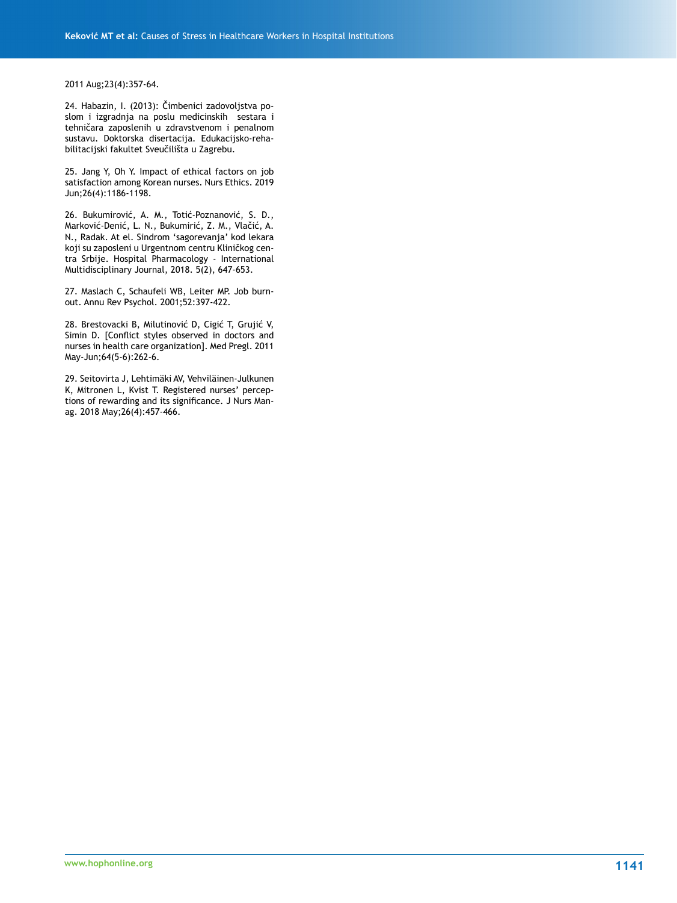2011 Aug;23(4):357-64.

24. Habazin, I. (2013): Čimbenici zadovoljstva poslom i izgradnja na poslu medicinskih sestara i tehničara zaposlenih u zdravstvenom i penalnom sustavu. Doktorska disertacija. Edukacijsko-rehabilitacijski fakultet Sveučilišta u Zagrebu.

25. Jang Y, Oh Y. Impact of ethical factors on job satisfaction among Korean nurses. Nurs Ethics. 2019 Jun;26(4):1186-1198.

26. Bukumirović, A. M., Totić-Poznanović, S. D., Marković-Denić, L. N., Bukumirić, Z. M., Vlačić, A. N., Radak. At el. Sindrom 'sagorevanja' kod lekara koji su zaposleni u Urgentnom centru Kliničkog centra Srbije. Hospital Pharmacology - International Multidisciplinary Journal, 2018. 5(2), 647-653.

27. Maslach C, Schaufeli WB, Leiter MP. Job burnout. Annu Rev Psychol. 2001;52:397-422.

28. Brestovacki B, Milutinović D, Cigić T, Grujić V, Simin D. [Conflict styles observed in doctors and nurses in health care organization]. Med Pregl. 2011 May-Jun;64(5-6):262-6.

29. Seitovirta J, Lehtimäki AV, Vehviläinen-Julkunen K, Mitronen L, Kvist T. Registered nurses' perceptions of rewarding and its significance. J Nurs Manag. 2018 May;26(4):457-466.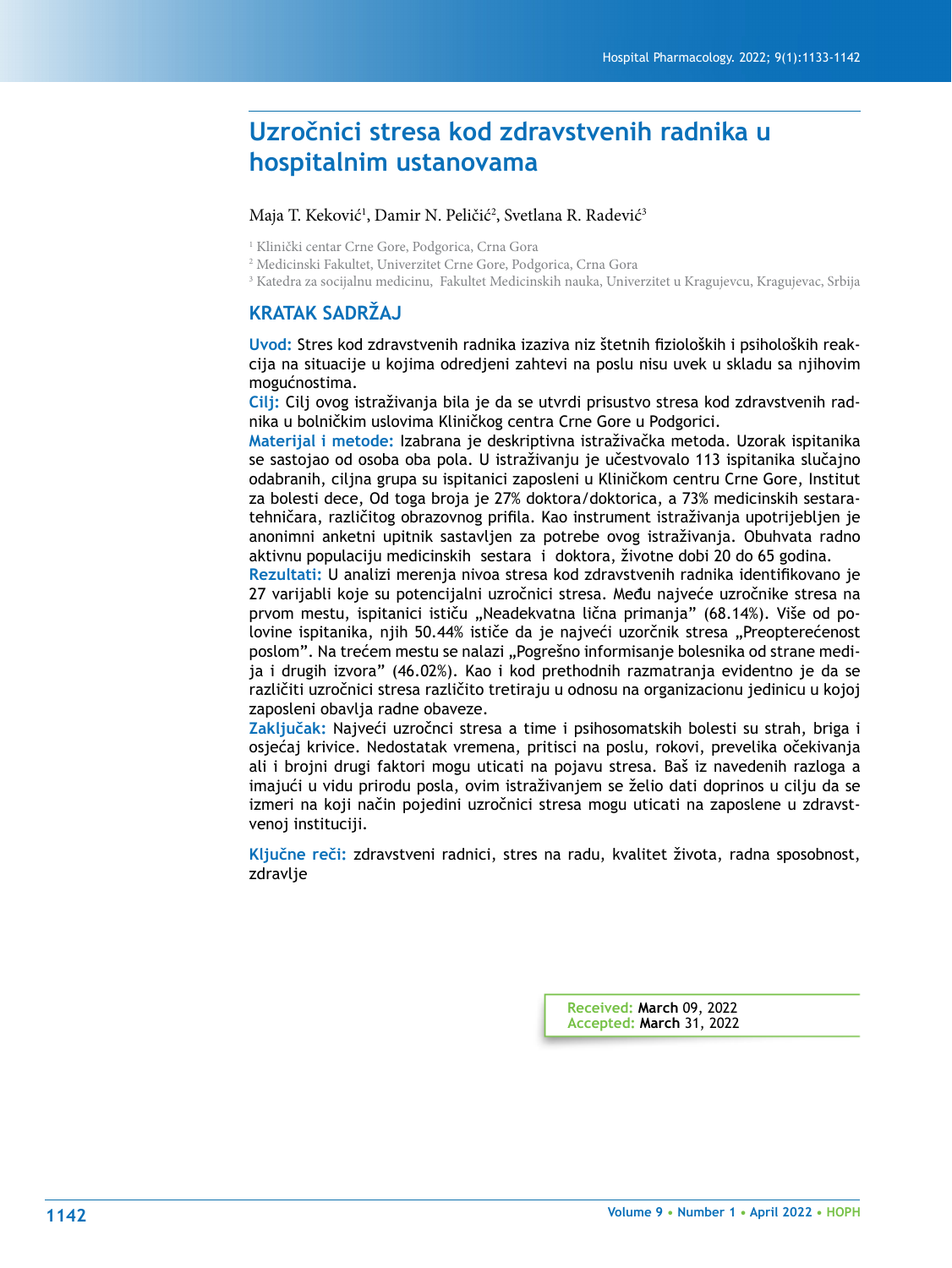# Uzročnici stresa kod zdravstvenih radnika u hospitalnim ustanovama

Maja T. Keković[1], Damir N. Peličić[2], Svetlana R. Radević[3]

[1] Klinički centar Crne Gore, Podgorica, Crna Gora
[2] Medicinski Fakultet, Univerzitet Crne Gore, Podgorica, Crna Gora
[3] Katedra za socijalnu medicinu, Fakultet Medicinskih nauka, Univerzitet u Kragujevcu, Kragujevac, Srbija

## KRATAK SADRŽAJ

**Uvod:** Stres kod zdravstvenih radnika izaziva niz štetnih fizioloških i psiholoških reakcija na situacije u kojima odredjeni zahtevi na poslu nisu uvek u skladu sa njihovim mogućnostima.

**Cilj:** Cilj ovog istraživanja bila je da se utvrdi prisustvo stresa kod zdravstvenih radnika u bolničkim uslovima Kliničkog centra Crne Gore u Podgorici.

**Materijal i metode:** Izabrana je deskriptivna istraživačka metoda. Uzorak ispitanika se sastojao od osoba oba pola. U istraživanju je učestvovalo 113 ispitanika slučajno odabranih, ciljna grupa su ispitanici zaposleni u Kliničkom centru Crne Gore, Institut za bolesti dece, Od toga broja je 27% doktora/doktorica, a 73% medicinskih sestara-tehničara, različitog obrazovnog prifila. Kao instrument istraživanja upotrijebljen je anonimni anketni upitnik sastavljen za potrebe ovog istraživanja. Obuhvata radno aktivnu populaciju medicinskih sestara i doktora, životne dobi 20 do 65 godina.

**Rezultati:** U analizi merenja nivoa stresa kod zdravstvenih radnika identifikovano je 27 varijabli koje su potencijalni uzročnici stresa. Među najveće uzročnike stresa na prvom mestu, ispitanici ističu „Neadekvatna lična primanja" (68.14%). Više od polovine ispitanika, njih 50.44% ističe da je najveći uzorčnik stresa „Preopterećenost poslom". Na trećem mestu se nalazi „Pogrešno informisanje bolesnika od strane medija i drugih izvora" (46.02%). Kao i kod prethodnih razmatranja evidentno je da se različiti uzročnici stresa različito tretiraju u odnosu na organizacionu jedinicu u kojoj zaposleni obavlja radne obaveze.

**Zaključak:** Najveći uzročnci stresa a time i psihosomatskih bolesti su strah, briga i osjećaj krivice. Nedostatak vremena, pritisci na poslu, rokovi, prevelika očekivanja ali i brojni drugi faktori mogu uticati na pojavu stresa. Baš iz navedenih razloga a imajući u vidu prirodu posla, ovim istraživanjem se želio dati doprinos u cilju da se izmeri na koji način pojedini uzročnici stresa mogu uticati na zaposlene u zdravstvenoj instituciji.

**Ključne reči:** zdravstveni radnici, stres na radu, kvalitet života, radna sposobnost, zdravlje

**Received:** March 09, 2022
**Accepted:** March 31, 2022